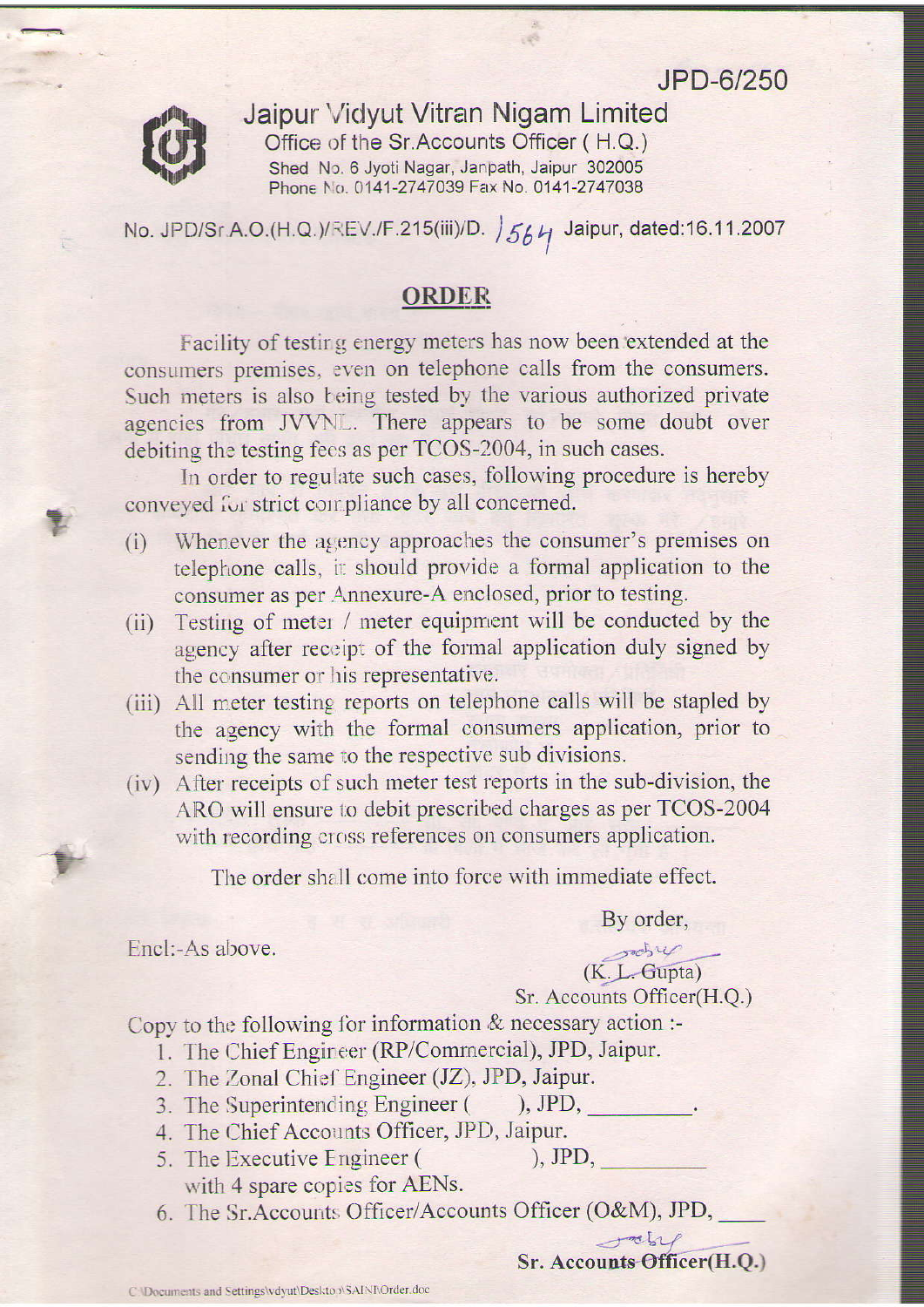JPD-6/250

**Jaipur Vidyut Vitran Nigam Limited**
Office of the Sr.Accounts Officer ( H.Q.)
Shed No. 6 Jyoti Nagar, Janpath, Jaipur 302005
Phone No. 0141-2747039 Fax No. 0141-2747038

No. JPD/Sr.A.O.(H.Q.)/REV./F.215(iii)/D. 1564 Jaipur, dated:16.11.2007

## ORDER

Facility of testing energy meters has now been extended at the consumers premises, even on telephone calls from the consumers. Such meters is also being tested by the various authorized private agencies from JVVNL. There appears to be some doubt over debiting the testing fees as per TCOS-2004, in such cases.

In order to regulate such cases, following procedure is hereby conveyed for strict compliance by all concerned.

(i) Whenever the agency approaches the consumer's premises on telephone calls, it should provide a formal application to the consumer as per Annexure-A enclosed, prior to testing.

(ii) Testing of meter / meter equipment will be conducted by the agency after receipt of the formal application duly signed by the consumer or his representative.

(iii) All meter testing reports on telephone calls will be stapled by the agency with the formal consumers application, prior to sending the same to the respective sub divisions.

(iv) After receipts of such meter test reports in the sub-division, the ARO will ensure to debit prescribed charges as per TCOS-2004 with recording cross references on consumers application.

The order shall come into force with immediate effect.

By order,

Encl:-As above.

(K. L. Gupta)
Sr. Accounts Officer(H.Q.)

Copy to the following for information & necessary action :-

1. The Chief Engineer (RP/Commercial), JPD, Jaipur.
2. The Zonal Chief Engineer (JZ), JPD, Jaipur.
3. The Superintending Engineer ( ), JPD, \_\_\_\_\_\_\_\_\_.
4. The Chief Accounts Officer, JPD, Jaipur.
5. The Executive Engineer ( ), JPD, \_\_\_\_\_\_\_\_\_ with 4 spare copies for AENs.
6. The Sr.Accounts Officer/Accounts Officer (O&M), JPD, \_\_\_\_

**Sr. Accounts Officer(H.Q.)**

C:\Documents and Settings\vdyut\Desktop\SAINI\Order.doc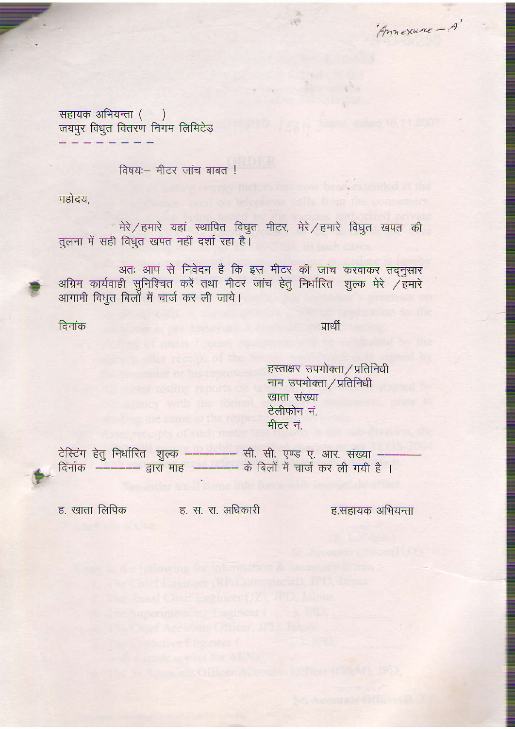'Annexure – A'

सहायक अभियन्ता (    )
जयपुर विद्युत वितरण निगम लिमिटेड़
– – – – – – – –

विषयः– मीटर जांच बाबत !

महोदय,

मेरे/हमारे यहां स्थापित विद्युत मीटर, मेरे/हमारे विद्युत खपत की तुलना में सही विद्युत खपत नहीं दर्शा रहा है।

अतः आप से निवेदन है कि इस मीटर की जांच करवाकर तद्नुसार अग्रिम कार्यवाही सुनिश्चित करें तथा मीटर जांच हेतु निर्धारित शुल्क मेरे /हमारे आगामी विद्युत बिलों में चार्ज कर ली जाये।

दिनांक                                                                 प्रार्थी

हस्ताक्षर उपभोक्ता/प्रतिनिधी
नाम उपभोक्ता/प्रतिनिधी
खाता संख्या
टेलीफोन नं.
मीटर नं.

टेस्टिंग हेतु निर्धारित शुल्क ———— सी. सी. एण्ड ए. आर. संख्या ———— दिनांक ———— द्वारा माह ———— के बिलों में चार्ज कर ली गयी है ।

ह. खाता लिपिक          ह. स. रा. अधिकारी          ह.सहायक अभियन्ता